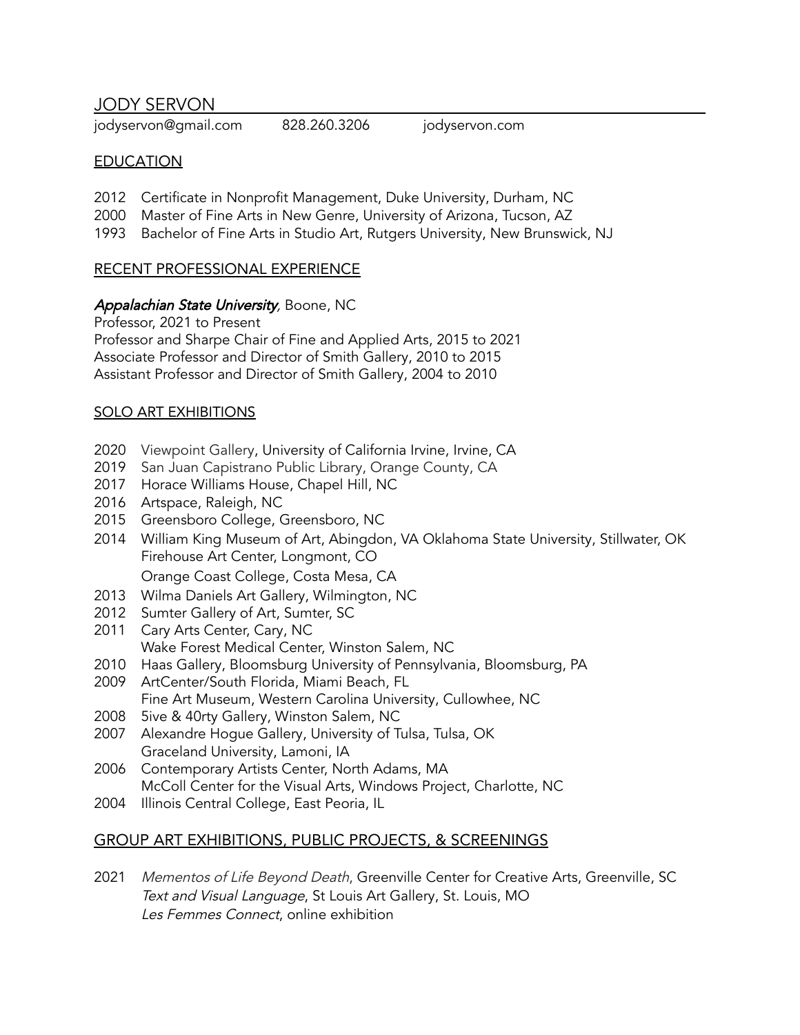# JODY SERVON

jodyservon@gmail.com 828.260.3206 jodyservon.com

## EDUCATION

2012 Certificate in Nonprofit Management, Duke University, Durham, NC
2000 Master of Fine Arts in New Genre, University of Arizona, Tucson, AZ
1993 Bachelor of Fine Arts in Studio Art, Rutgers University, New Brunswick, NJ

## RECENT PROFESSIONAL EXPERIENCE

*Appalachian State University*, Boone, NC
Professor, 2021 to Present
Professor and Sharpe Chair of Fine and Applied Arts, 2015 to 2021
Associate Professor and Director of Smith Gallery, 2010 to 2015
Assistant Professor and Director of Smith Gallery, 2004 to 2010

## SOLO ART EXHIBITIONS

2020 Viewpoint Gallery, University of California Irvine, Irvine, CA
2019 San Juan Capistrano Public Library, Orange County, CA
2017 Horace Williams House, Chapel Hill, NC
2016 Artspace, Raleigh, NC
2015 Greensboro College, Greensboro, NC
2014 William King Museum of Art, Abingdon, VA Oklahoma State University, Stillwater, OK
Firehouse Art Center, Longmont, CO
Orange Coast College, Costa Mesa, CA
2013 Wilma Daniels Art Gallery, Wilmington, NC
2012 Sumter Gallery of Art, Sumter, SC
2011 Cary Arts Center, Cary, NC
Wake Forest Medical Center, Winston Salem, NC
2010 Haas Gallery, Bloomsburg University of Pennsylvania, Bloomsburg, PA
2009 ArtCenter/South Florida, Miami Beach, FL
Fine Art Museum, Western Carolina University, Cullowhee, NC
2008 5ive & 40rty Gallery, Winston Salem, NC
2007 Alexandre Hogue Gallery, University of Tulsa, Tulsa, OK
Graceland University, Lamoni, IA
2006 Contemporary Artists Center, North Adams, MA
McColl Center for the Visual Arts, Windows Project, Charlotte, NC
2004 Illinois Central College, East Peoria, IL

## GROUP ART EXHIBITIONS, PUBLIC PROJECTS, & SCREENINGS

2021 *Mementos of Life Beyond Death*, Greenville Center for Creative Arts, Greenville, SC
*Text and Visual Language*, St Louis Art Gallery, St. Louis, MO
*Les Femmes Connect*, online exhibition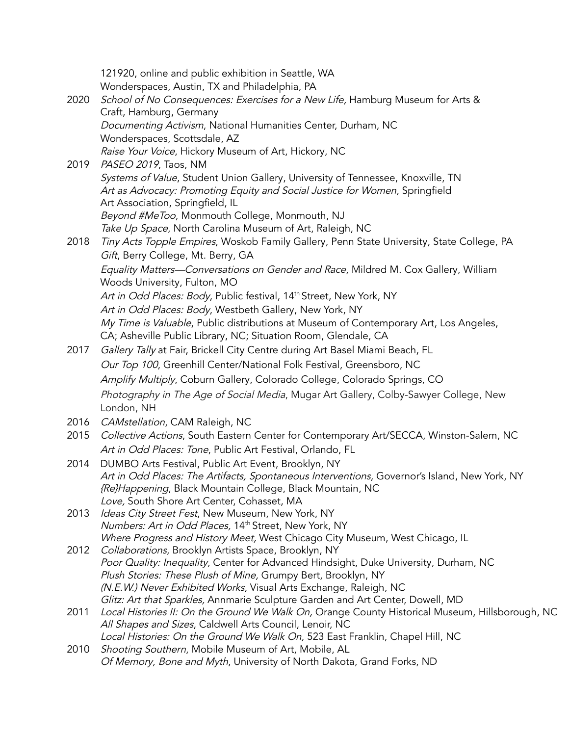121920, online and public exhibition in Seattle, WA
Wonderspaces, Austin, TX and Philadelphia, PA

2020 *School of No Consequences: Exercises for a New Life,* Hamburg Museum for Arts & Craft, Hamburg, Germany
*Documenting Activism*, National Humanities Center, Durham, NC
Wonderspaces, Scottsdale, AZ
*Raise Your Voice*, Hickory Museum of Art, Hickory, NC

2019 *PASEO 2019*, Taos, NM
*Systems of Value*, Student Union Gallery, University of Tennessee, Knoxville, TN
*Art as Advocacy: Promoting Equity and Social Justice for Women,* Springfield Art Association, Springfield, IL
*Beyond #MeToo*, Monmouth College, Monmouth, NJ
*Take Up Space*, North Carolina Museum of Art, Raleigh, NC

2018 *Tiny Acts Topple Empires*, Woskob Family Gallery, Penn State University, State College, PA
*Gift*, Berry College, Mt. Berry, GA
*Equality Matters—Conversations on Gender and Race*, Mildred M. Cox Gallery, William Woods University, Fulton, MO
*Art in Odd Places: Body*, Public festival, 14th Street, New York, NY
*Art in Odd Places: Body*, Westbeth Gallery, New York, NY
*My Time is Valuable*, Public distributions at Museum of Contemporary Art, Los Angeles, CA; Asheville Public Library, NC; Situation Room, Glendale, CA

2017 *Gallery Tally* at Fair, Brickell City Centre during Art Basel Miami Beach, FL
*Our Top 100*, Greenhill Center/National Folk Festival, Greensboro, NC
*Amplify Multiply*, Coburn Gallery, Colorado College, Colorado Springs, CO
*Photography in The Age of Social Media*, Mugar Art Gallery, Colby-Sawyer College, New London, NH

2016 *CAMstellation*, CAM Raleigh, NC

2015 *Collective Actions*, South Eastern Center for Contemporary Art/SECCA, Winston-Salem, NC
*Art in Odd Places: Tone*, Public Art Festival, Orlando, FL

2014 DUMBO Arts Festival, Public Art Event, Brooklyn, NY
*Art in Odd Places: The Artifacts, Spontaneous Interventions*, Governor's Island, New York, NY
*{Re}Happening*, Black Mountain College, Black Mountain, NC
*Love,* South Shore Art Center, Cohasset, MA

2013 *Ideas City Street Fest*, New Museum, New York, NY
*Numbers: Art in Odd Places,* 14th Street, New York, NY
*Where Progress and History Meet,* West Chicago City Museum, West Chicago, IL

2012 *Collaborations*, Brooklyn Artists Space, Brooklyn, NY
*Poor Quality: Inequality,* Center for Advanced Hindsight, Duke University, Durham, NC
*Plush Stories: These Plush of Mine,* Grumpy Bert, Brooklyn, NY
*(N.E.W.) Never Exhibited Works,* Visual Arts Exchange, Raleigh, NC
*Glitz: Art that Sparkles,* Annmarie Sculpture Garden and Art Center, Dowell, MD

2011 *Local Histories II: On the Ground We Walk On,* Orange County Historical Museum, Hillsborough, NC
*All Shapes and Sizes*, Caldwell Arts Council, Lenoir, NC
*Local Histories: On the Ground We Walk On,* 523 East Franklin, Chapel Hill, NC

2010 *Shooting Southern*, Mobile Museum of Art, Mobile, AL
*Of Memory, Bone and Myth*, University of North Dakota, Grand Forks, ND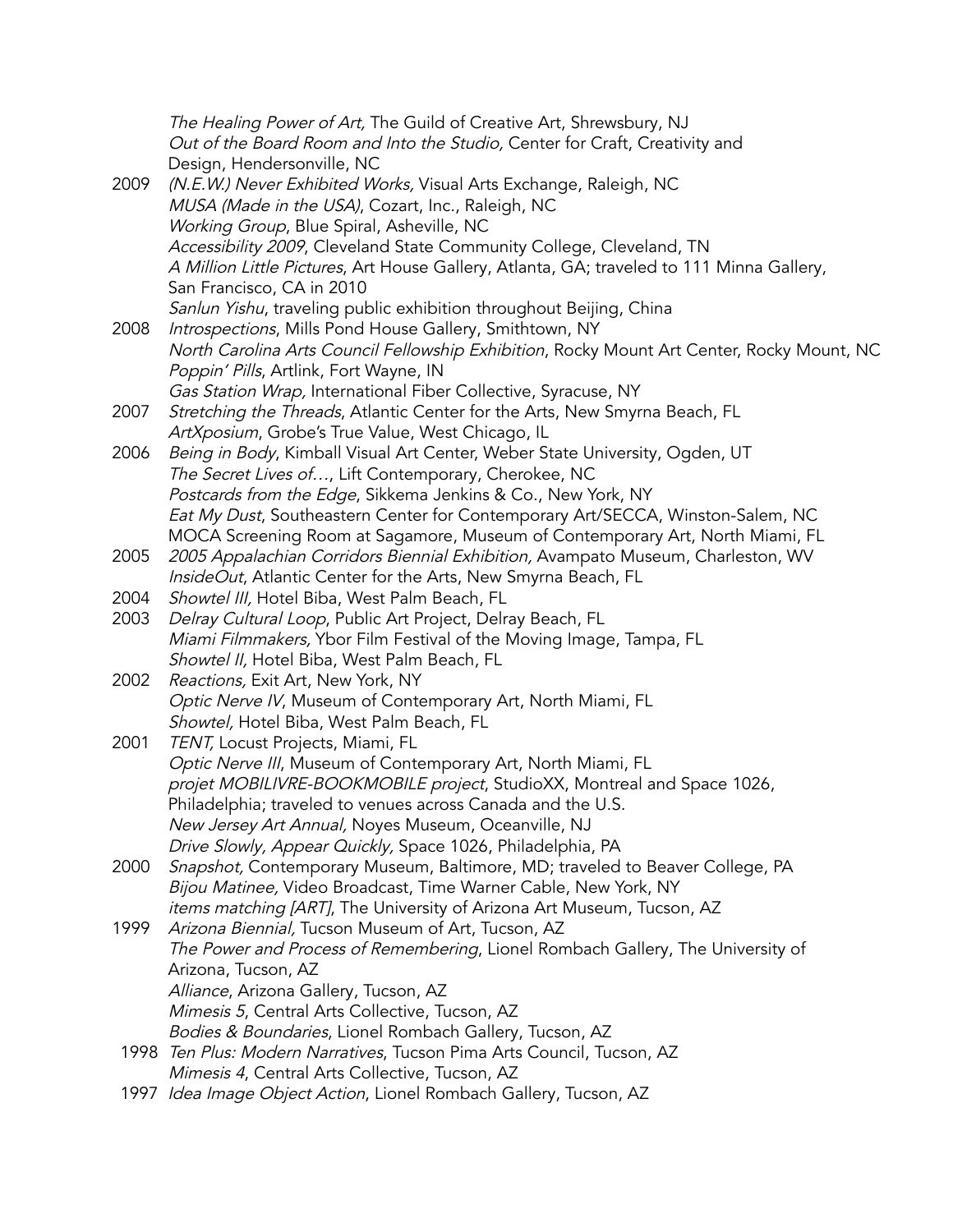*The Healing Power of Art,* The Guild of Creative Art, Shrewsbury, NJ
*Out of the Board Room and Into the Studio,* Center for Craft, Creativity and Design, Hendersonville, NC

2009 *(N.E.W.) Never Exhibited Works,* Visual Arts Exchange, Raleigh, NC
*MUSA (Made in the USA)*, Cozart, Inc., Raleigh, NC
*Working Group*, Blue Spiral, Asheville, NC
*Accessibility 2009*, Cleveland State Community College, Cleveland, TN
*A Million Little Pictures*, Art House Gallery, Atlanta, GA; traveled to 111 Minna Gallery, San Francisco, CA in 2010
*Sanlun Yishu*, traveling public exhibition throughout Beijing, China

2008 *Introspections*, Mills Pond House Gallery, Smithtown, NY
*North Carolina Arts Council Fellowship Exhibition*, Rocky Mount Art Center, Rocky Mount, NC
*Poppin' Pills*, Artlink, Fort Wayne, IN
*Gas Station Wrap,* International Fiber Collective, Syracuse, NY

2007 *Stretching the Threads*, Atlantic Center for the Arts, New Smyrna Beach, FL
*ArtXposium*, Grobe's True Value, West Chicago, IL

2006 *Being in Body*, Kimball Visual Art Center, Weber State University, Ogden, UT
*The Secret Lives of…*, Lift Contemporary, Cherokee, NC
*Postcards from the Edge*, Sikkema Jenkins & Co., New York, NY
*Eat My Dust*, Southeastern Center for Contemporary Art/SECCA, Winston-Salem, NC
MOCA Screening Room at Sagamore, Museum of Contemporary Art, North Miami, FL

2005 *2005 Appalachian Corridors Biennial Exhibition,* Avampato Museum, Charleston, WV
*InsideOut*, Atlantic Center for the Arts, New Smyrna Beach, FL

2004 *Showtel III,* Hotel Biba, West Palm Beach, FL

2003 *Delray Cultural Loop*, Public Art Project, Delray Beach, FL
*Miami Filmmakers,* Ybor Film Festival of the Moving Image, Tampa, FL
*Showtel II,* Hotel Biba, West Palm Beach, FL

2002 *Reactions,* Exit Art, New York, NY
*Optic Nerve IV*, Museum of Contemporary Art, North Miami, FL
*Showtel,* Hotel Biba, West Palm Beach, FL

2001 *TENT,* Locust Projects, Miami, FL
*Optic Nerve III*, Museum of Contemporary Art, North Miami, FL
*projet MOBILIVRE-BOOKMOBILE project*, StudioXX, Montreal and Space 1026, Philadelphia; traveled to venues across Canada and the U.S.
*New Jersey Art Annual,* Noyes Museum, Oceanville, NJ
*Drive Slowly, Appear Quickly,* Space 1026, Philadelphia, PA

2000 *Snapshot,* Contemporary Museum, Baltimore, MD; traveled to Beaver College, PA
*Bijou Matinee,* Video Broadcast, Time Warner Cable, New York, NY
*items matching [ART]*, The University of Arizona Art Museum, Tucson, AZ

1999 *Arizona Biennial,* Tucson Museum of Art, Tucson, AZ
*The Power and Process of Remembering*, Lionel Rombach Gallery, The University of Arizona, Tucson, AZ
*Alliance*, Arizona Gallery, Tucson, AZ
*Mimesis 5*, Central Arts Collective, Tucson, AZ
*Bodies & Boundaries*, Lionel Rombach Gallery, Tucson, AZ

1998 *Ten Plus: Modern Narratives*, Tucson Pima Arts Council, Tucson, AZ
*Mimesis 4*, Central Arts Collective, Tucson, AZ

1997 *Idea Image Object Action*, Lionel Rombach Gallery, Tucson, AZ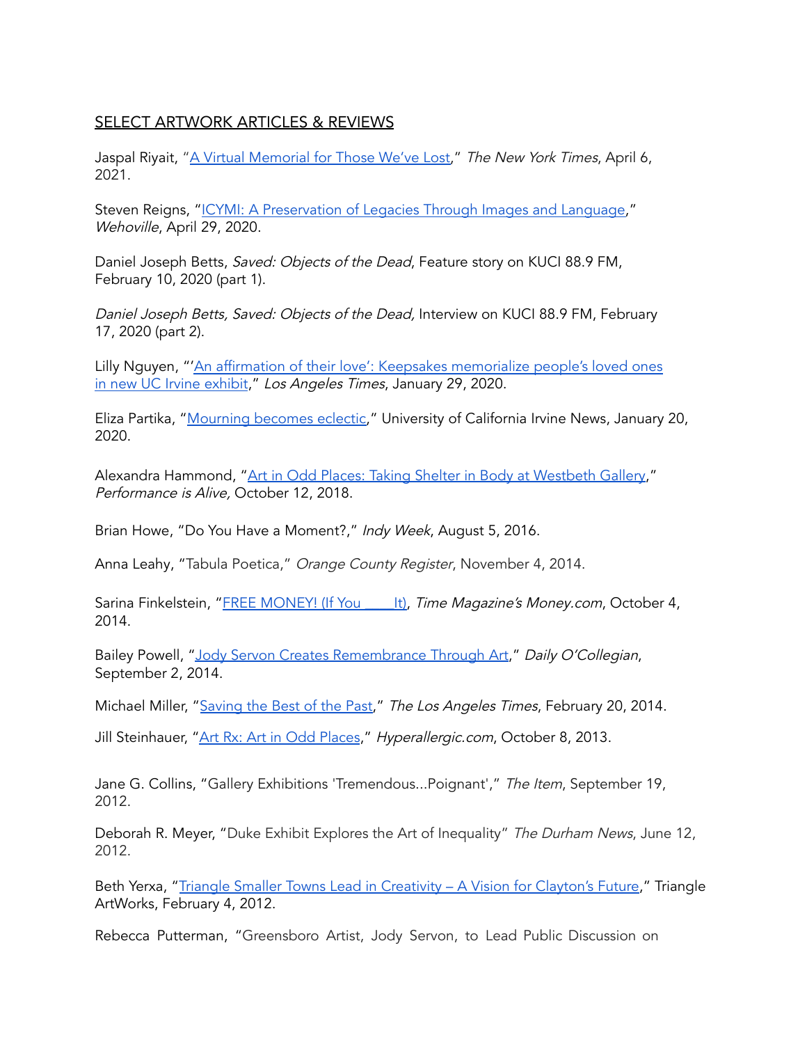SELECT ARTWORK ARTICLES & REVIEWS

Jaspal Riyait, "A Virtual Memorial for Those We've Lost," *The New York Times*, April 6, 2021.

Steven Reigns, "ICYMI: A Preservation of Legacies Through Images and Language," *Wehoville*, April 29, 2020.

Daniel Joseph Betts, *Saved: Objects of the Dead*, Feature story on KUCI 88.9 FM, February 10, 2020 (part 1).

*Daniel Joseph Betts, Saved: Objects of the Dead,* Interview on KUCI 88.9 FM, February 17, 2020 (part 2).

Lilly Nguyen, "'An affirmation of their love': Keepsakes memorialize people's loved ones in new UC Irvine exhibit," *Los Angeles Times*, January 29, 2020.

Eliza Partika, "Mourning becomes eclectic," University of California Irvine News, January 20, 2020.

Alexandra Hammond, "Art in Odd Places: Taking Shelter in Body at Westbeth Gallery," *Performance is Alive,* October 12, 2018.

Brian Howe, "Do You Have a Moment?," *Indy Week*, August 5, 2016.

Anna Leahy, "Tabula Poetica," *Orange County Register*, November 4, 2014.

Sarina Finkelstein, "FREE MONEY! (If You ____It), *Time Magazine's Money.com*, October 4, 2014.

Bailey Powell, "Jody Servon Creates Remembrance Through Art," *Daily O'Collegian*, September 2, 2014.

Michael Miller, "Saving the Best of the Past," *The Los Angeles Times*, February 20, 2014.

Jill Steinhauer, "Art Rx: Art in Odd Places," *Hyperallergic.com*, October 8, 2013.

Jane G. Collins, "Gallery Exhibitions 'Tremendous...Poignant'," *The Item*, September 19, 2012.

Deborah R. Meyer, "Duke Exhibit Explores the Art of Inequality" *The Durham News*, June 12, 2012.

Beth Yerxa, "Triangle Smaller Towns Lead in Creativity – A Vision for Clayton's Future," Triangle ArtWorks, February 4, 2012.

Rebecca Putterman, "Greensboro Artist, Jody Servon, to Lead Public Discussion on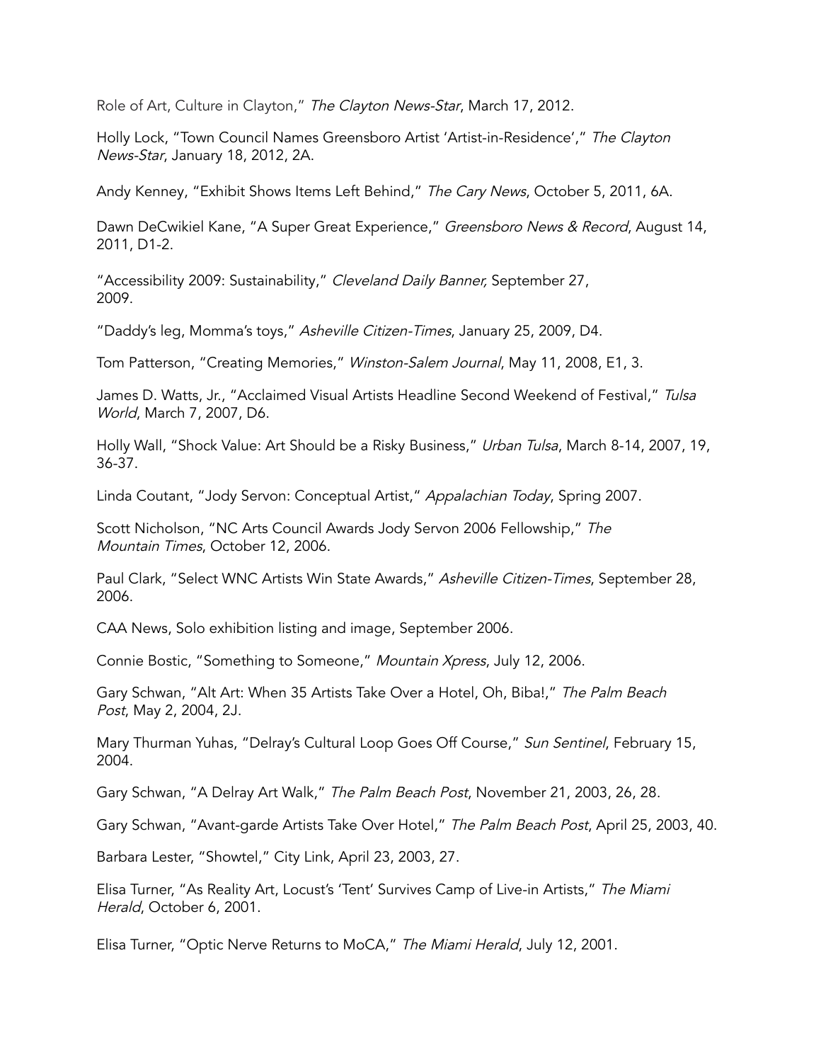Role of Art, Culture in Clayton," *The Clayton News-Star*, March 17, 2012.

Holly Lock, "Town Council Names Greensboro Artist 'Artist-in-Residence'," *The Clayton News-Star*, January 18, 2012, 2A.

Andy Kenney, "Exhibit Shows Items Left Behind," *The Cary News*, October 5, 2011, 6A.

Dawn DeCwikiel Kane, "A Super Great Experience," *Greensboro News & Record*, August 14, 2011, D1-2.

"Accessibility 2009: Sustainability," *Cleveland Daily Banner,* September 27, 2009.

"Daddy's leg, Momma's toys," *Asheville Citizen-Times*, January 25, 2009, D4.

Tom Patterson, "Creating Memories," *Winston-Salem Journal*, May 11, 2008, E1, 3.

James D. Watts, Jr., "Acclaimed Visual Artists Headline Second Weekend of Festival," *Tulsa World*, March 7, 2007, D6.

Holly Wall, "Shock Value: Art Should be a Risky Business," *Urban Tulsa*, March 8-14, 2007, 19, 36-37.

Linda Coutant, "Jody Servon: Conceptual Artist," *Appalachian Today*, Spring 2007.

Scott Nicholson, "NC Arts Council Awards Jody Servon 2006 Fellowship," *The Mountain Times*, October 12, 2006.

Paul Clark, "Select WNC Artists Win State Awards," *Asheville Citizen-Times*, September 28, 2006.

CAA News, Solo exhibition listing and image, September 2006.

Connie Bostic, "Something to Someone," *Mountain Xpress*, July 12, 2006.

Gary Schwan, "Alt Art: When 35 Artists Take Over a Hotel, Oh, Biba!," *The Palm Beach Post*, May 2, 2004, 2J.

Mary Thurman Yuhas, "Delray's Cultural Loop Goes Off Course," *Sun Sentinel*, February 15, 2004.

Gary Schwan, "A Delray Art Walk," *The Palm Beach Post*, November 21, 2003, 26, 28.

Gary Schwan, "Avant-garde Artists Take Over Hotel," *The Palm Beach Post*, April 25, 2003, 40.

Barbara Lester, "Showtel," City Link, April 23, 2003, 27.

Elisa Turner, "As Reality Art, Locust's 'Tent' Survives Camp of Live-in Artists," *The Miami Herald*, October 6, 2001.

Elisa Turner, "Optic Nerve Returns to MoCA," *The Miami Herald*, July 12, 2001.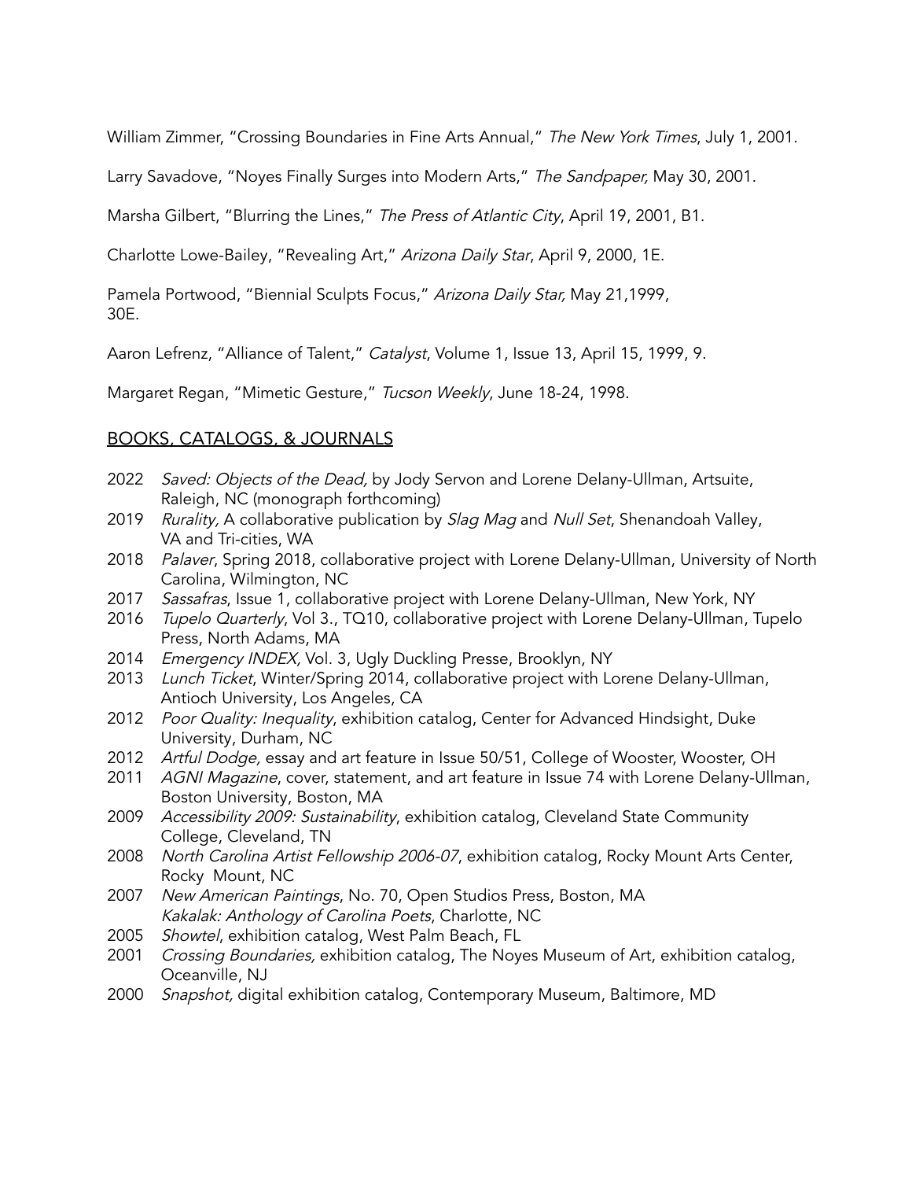William Zimmer, "Crossing Boundaries in Fine Arts Annual," *The New York Times*, July 1, 2001.

Larry Savadove, "Noyes Finally Surges into Modern Arts," *The Sandpaper,* May 30, 2001.

Marsha Gilbert, "Blurring the Lines," *The Press of Atlantic City*, April 19, 2001, B1.

Charlotte Lowe-Bailey, "Revealing Art," *Arizona Daily Star*, April 9, 2000, 1E.

Pamela Portwood, "Biennial Sculpts Focus," *Arizona Daily Star,* May 21,1999, 30E.

Aaron Lefrenz, "Alliance of Talent," *Catalyst*, Volume 1, Issue 13, April 15, 1999, 9.

Margaret Regan, "Mimetic Gesture," *Tucson Weekly*, June 18-24, 1998.

## BOOKS, CATALOGS, & JOURNALS

2022 *Saved: Objects of the Dead,* by Jody Servon and Lorene Delany-Ullman, Artsuite, Raleigh, NC (monograph forthcoming)

2019 *Rurality,* A collaborative publication by *Slag Mag* and *Null Set*, Shenandoah Valley, VA and Tri-cities, WA

2018 *Palaver*, Spring 2018, collaborative project with Lorene Delany-Ullman, University of North Carolina, Wilmington, NC

2017 *Sassafras*, Issue 1, collaborative project with Lorene Delany-Ullman, New York, NY

2016 *Tupelo Quarterly*, Vol 3., TQ10, collaborative project with Lorene Delany-Ullman, Tupelo Press, North Adams, MA

2014 *Emergency INDEX,* Vol. 3, Ugly Duckling Presse, Brooklyn, NY

2013 *Lunch Ticket*, Winter/Spring 2014, collaborative project with Lorene Delany-Ullman, Antioch University, Los Angeles, CA

2012 *Poor Quality: Inequality*, exhibition catalog, Center for Advanced Hindsight, Duke University, Durham, NC

2012 *Artful Dodge,* essay and art feature in Issue 50/51, College of Wooster, Wooster, OH

2011 *AGNI Magazine*, cover, statement, and art feature in Issue 74 with Lorene Delany-Ullman, Boston University, Boston, MA

2009 *Accessibility 2009: Sustainability*, exhibition catalog, Cleveland State Community College, Cleveland, TN

2008 *North Carolina Artist Fellowship 2006-07*, exhibition catalog, Rocky Mount Arts Center, Rocky Mount, NC

2007 *New American Paintings*, No. 70, Open Studios Press, Boston, MA
*Kakalak: Anthology of Carolina Poets*, Charlotte, NC

2005 *Showtel*, exhibition catalog, West Palm Beach, FL

2001 *Crossing Boundaries,* exhibition catalog, The Noyes Museum of Art, exhibition catalog, Oceanville, NJ

2000 *Snapshot,* digital exhibition catalog, Contemporary Museum, Baltimore, MD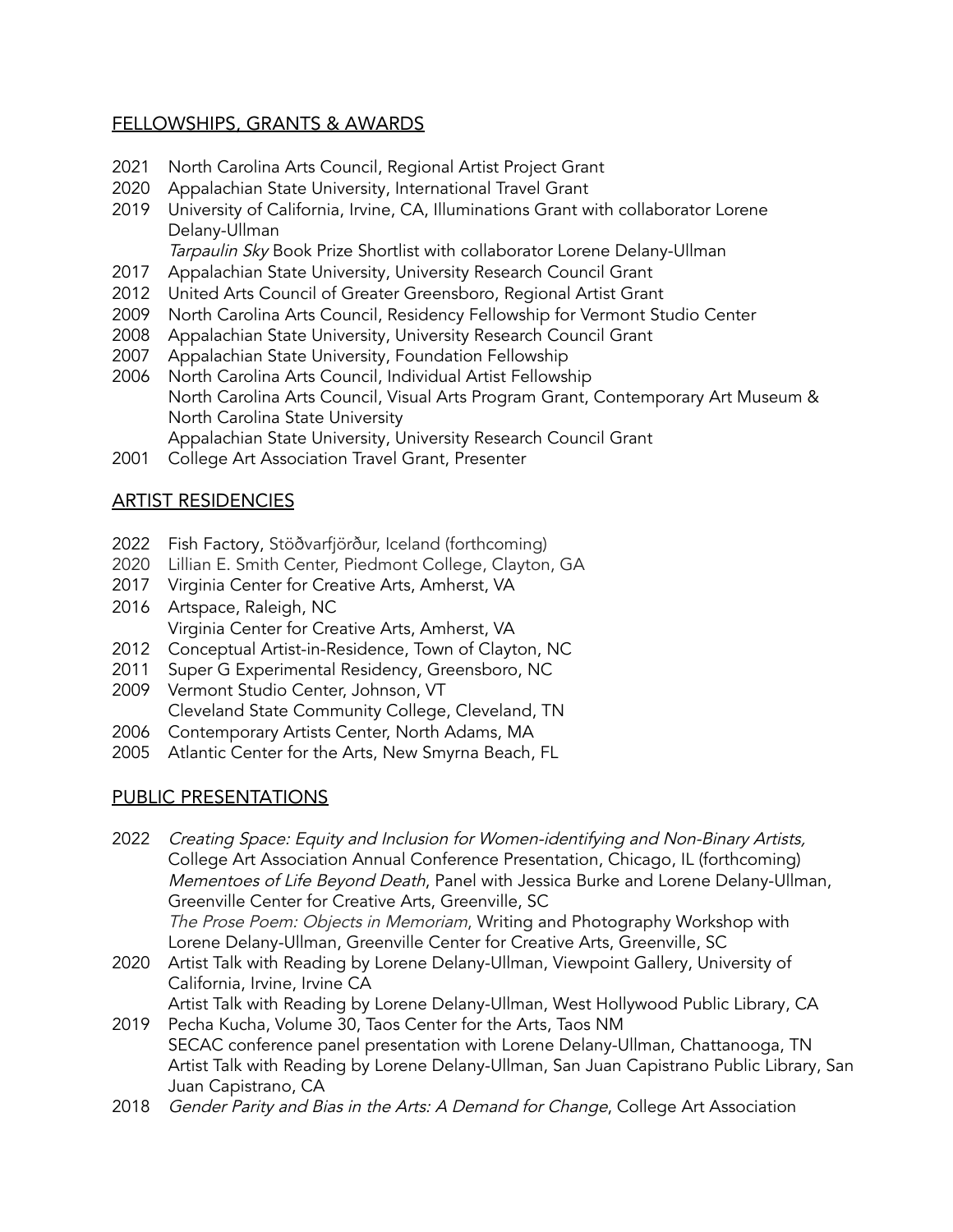## FELLOWSHIPS, GRANTS & AWARDS

2021 North Carolina Arts Council, Regional Artist Project Grant
2020 Appalachian State University, International Travel Grant
2019 University of California, Irvine, CA, Illuminations Grant with collaborator Lorene Delany-Ullman
*Tarpaulin Sky* Book Prize Shortlist with collaborator Lorene Delany-Ullman
2017 Appalachian State University, University Research Council Grant
2012 United Arts Council of Greater Greensboro, Regional Artist Grant
2009 North Carolina Arts Council, Residency Fellowship for Vermont Studio Center
2008 Appalachian State University, University Research Council Grant
2007 Appalachian State University, Foundation Fellowship
2006 North Carolina Arts Council, Individual Artist Fellowship
North Carolina Arts Council, Visual Arts Program Grant, Contemporary Art Museum & North Carolina State University
Appalachian State University, University Research Council Grant
2001 College Art Association Travel Grant, Presenter

## ARTIST RESIDENCIES

2022 Fish Factory, Stöðvarfjörður, Iceland (forthcoming)
2020 Lillian E. Smith Center, Piedmont College, Clayton, GA
2017 Virginia Center for Creative Arts, Amherst, VA
2016 Artspace, Raleigh, NC
Virginia Center for Creative Arts, Amherst, VA
2012 Conceptual Artist-in-Residence, Town of Clayton, NC
2011 Super G Experimental Residency, Greensboro, NC
2009 Vermont Studio Center, Johnson, VT
Cleveland State Community College, Cleveland, TN
2006 Contemporary Artists Center, North Adams, MA
2005 Atlantic Center for the Arts, New Smyrna Beach, FL

## PUBLIC PRESENTATIONS

2022 *Creating Space: Equity and Inclusion for Women-identifying and Non-Binary Artists,* College Art Association Annual Conference Presentation, Chicago, IL (forthcoming)
*Mementoes of Life Beyond Death*, Panel with Jessica Burke and Lorene Delany-Ullman, Greenville Center for Creative Arts, Greenville, SC
*The Prose Poem: Objects in Memoriam*, Writing and Photography Workshop with Lorene Delany-Ullman, Greenville Center for Creative Arts, Greenville, SC
2020 Artist Talk with Reading by Lorene Delany-Ullman, Viewpoint Gallery, University of California, Irvine, Irvine CA
Artist Talk with Reading by Lorene Delany-Ullman, West Hollywood Public Library, CA
2019 Pecha Kucha, Volume 30, Taos Center for the Arts, Taos NM
SECAC conference panel presentation with Lorene Delany-Ullman, Chattanooga, TN
Artist Talk with Reading by Lorene Delany-Ullman, San Juan Capistrano Public Library, San Juan Capistrano, CA
2018 *Gender Parity and Bias in the Arts: A Demand for Change*, College Art Association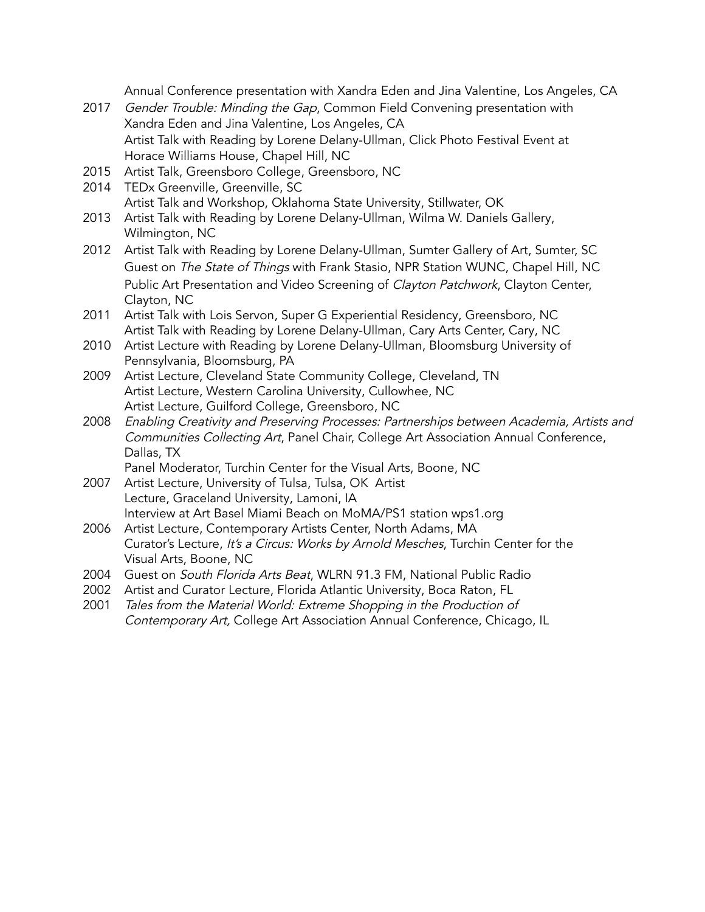Annual Conference presentation with Xandra Eden and Jina Valentine, Los Angeles, CA

2017 *Gender Trouble: Minding the Gap*, Common Field Convening presentation with Xandra Eden and Jina Valentine, Los Angeles, CA
Artist Talk with Reading by Lorene Delany-Ullman, Click Photo Festival Event at Horace Williams House, Chapel Hill, NC

2015 Artist Talk, Greensboro College, Greensboro, NC

2014 TEDx Greenville, Greenville, SC
Artist Talk and Workshop, Oklahoma State University, Stillwater, OK

2013 Artist Talk with Reading by Lorene Delany-Ullman, Wilma W. Daniels Gallery, Wilmington, NC

2012 Artist Talk with Reading by Lorene Delany-Ullman, Sumter Gallery of Art, Sumter, SC
Guest on *The State of Things* with Frank Stasio, NPR Station WUNC, Chapel Hill, NC
Public Art Presentation and Video Screening of *Clayton Patchwork*, Clayton Center, Clayton, NC

2011 Artist Talk with Lois Servon, Super G Experiential Residency, Greensboro, NC
Artist Talk with Reading by Lorene Delany-Ullman, Cary Arts Center, Cary, NC

2010 Artist Lecture with Reading by Lorene Delany-Ullman, Bloomsburg University of Pennsylvania, Bloomsburg, PA

2009 Artist Lecture, Cleveland State Community College, Cleveland, TN
Artist Lecture, Western Carolina University, Cullowhee, NC
Artist Lecture, Guilford College, Greensboro, NC

2008 *Enabling Creativity and Preserving Processes: Partnerships between Academia, Artists and Communities Collecting Art*, Panel Chair, College Art Association Annual Conference, Dallas, TX
Panel Moderator, Turchin Center for the Visual Arts, Boone, NC

2007 Artist Lecture, University of Tulsa, Tulsa, OK Artist Lecture, Graceland University, Lamoni, IA
Interview at Art Basel Miami Beach on MoMA/PS1 station wps1.org

2006 Artist Lecture, Contemporary Artists Center, North Adams, MA
Curator's Lecture, *It's a Circus: Works by Arnold Mesches*, Turchin Center for the Visual Arts, Boone, NC

2004 Guest on *South Florida Arts Beat*, WLRN 91.3 FM, National Public Radio

2002 Artist and Curator Lecture, Florida Atlantic University, Boca Raton, FL

2001 *Tales from the Material World: Extreme Shopping in the Production of Contemporary Art,* College Art Association Annual Conference, Chicago, IL